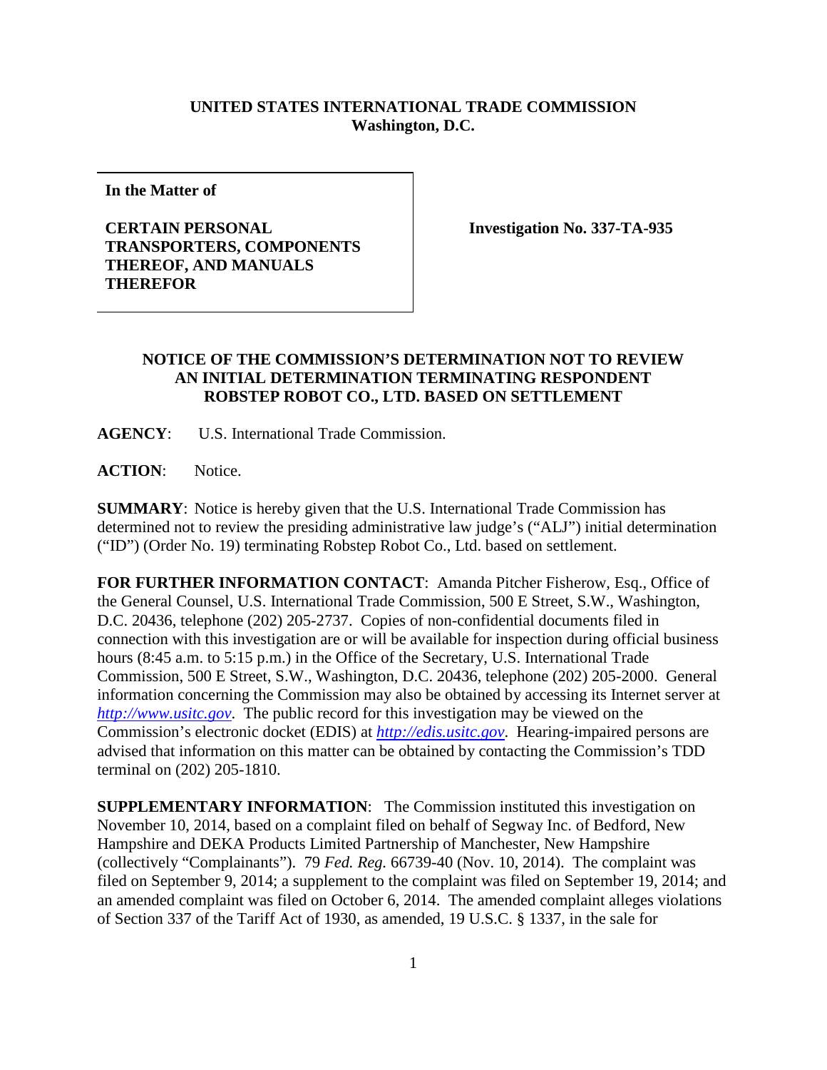**UNITED STATES INTERNATIONAL TRADE COMMISSION**
**Washington, D.C.**

**In the Matter of**

**CERTAIN PERSONAL TRANSPORTERS, COMPONENTS THEREOF, AND MANUALS THEREFOR**

**Investigation No. 337-TA-935**

## NOTICE OF THE COMMISSION'S DETERMINATION NOT TO REVIEW AN INITIAL DETERMINATION TERMINATING RESPONDENT ROBSTEP ROBOT CO., LTD. BASED ON SETTLEMENT

**AGENCY**: U.S. International Trade Commission.

**ACTION**: Notice.

**SUMMARY**: Notice is hereby given that the U.S. International Trade Commission has determined not to review the presiding administrative law judge's ("ALJ") initial determination ("ID") (Order No. 19) terminating Robstep Robot Co., Ltd. based on settlement.

**FOR FURTHER INFORMATION CONTACT**: Amanda Pitcher Fisherow, Esq., Office of the General Counsel, U.S. International Trade Commission, 500 E Street, S.W., Washington, D.C. 20436, telephone (202) 205-2737. Copies of non-confidential documents filed in connection with this investigation are or will be available for inspection during official business hours (8:45 a.m. to 5:15 p.m.) in the Office of the Secretary, U.S. International Trade Commission, 500 E Street, S.W., Washington, D.C. 20436, telephone (202) 205-2000. General information concerning the Commission may also be obtained by accessing its Internet server at *http://www.usitc.gov*. The public record for this investigation may be viewed on the Commission's electronic docket (EDIS) at *http://edis.usitc.gov*. Hearing-impaired persons are advised that information on this matter can be obtained by contacting the Commission's TDD terminal on (202) 205-1810.

**SUPPLEMENTARY INFORMATION**: The Commission instituted this investigation on November 10, 2014, based on a complaint filed on behalf of Segway Inc. of Bedford, New Hampshire and DEKA Products Limited Partnership of Manchester, New Hampshire (collectively "Complainants"). 79 *Fed. Reg.* 66739-40 (Nov. 10, 2014). The complaint was filed on September 9, 2014; a supplement to the complaint was filed on September 19, 2014; and an amended complaint was filed on October 6, 2014. The amended complaint alleges violations of Section 337 of the Tariff Act of 1930, as amended, 19 U.S.C. § 1337, in the sale for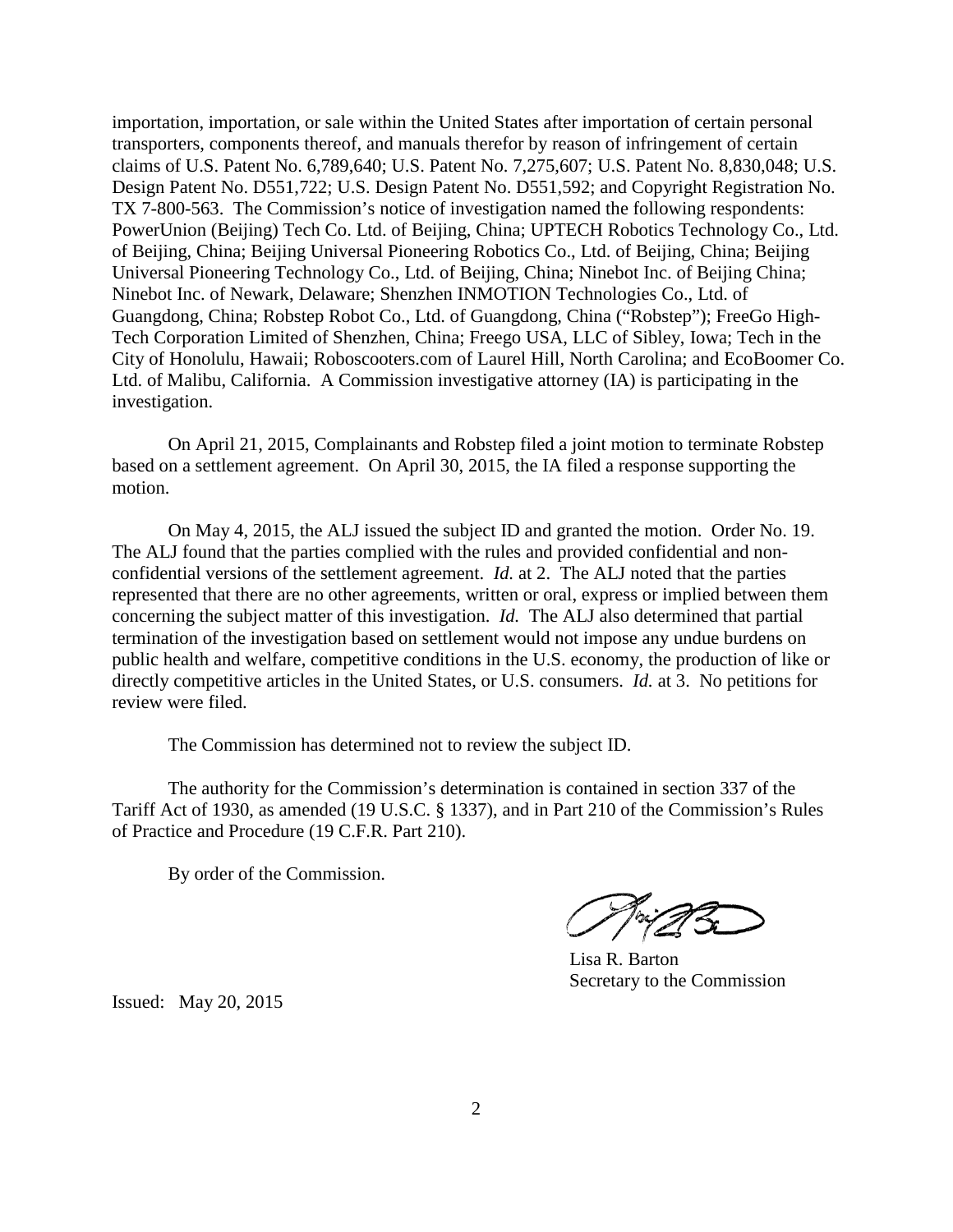importation, importation, or sale within the United States after importation of certain personal transporters, components thereof, and manuals therefor by reason of infringement of certain claims of U.S. Patent No. 6,789,640; U.S. Patent No. 7,275,607; U.S. Patent No. 8,830,048; U.S. Design Patent No. D551,722; U.S. Design Patent No. D551,592; and Copyright Registration No. TX 7-800-563. The Commission's notice of investigation named the following respondents: PowerUnion (Beijing) Tech Co. Ltd. of Beijing, China; UPTECH Robotics Technology Co., Ltd. of Beijing, China; Beijing Universal Pioneering Robotics Co., Ltd. of Beijing, China; Beijing Universal Pioneering Technology Co., Ltd. of Beijing, China; Ninebot Inc. of Beijing China; Ninebot Inc. of Newark, Delaware; Shenzhen INMOTION Technologies Co., Ltd. of Guangdong, China; Robstep Robot Co., Ltd. of Guangdong, China ("Robstep"); FreeGo High-Tech Corporation Limited of Shenzhen, China; Freego USA, LLC of Sibley, Iowa; Tech in the City of Honolulu, Hawaii; Roboscooters.com of Laurel Hill, North Carolina; and EcoBoomer Co. Ltd. of Malibu, California. A Commission investigative attorney (IA) is participating in the investigation.

On April 21, 2015, Complainants and Robstep filed a joint motion to terminate Robstep based on a settlement agreement. On April 30, 2015, the IA filed a response supporting the motion.

On May 4, 2015, the ALJ issued the subject ID and granted the motion. Order No. 19. The ALJ found that the parties complied with the rules and provided confidential and non-confidential versions of the settlement agreement. *Id.* at 2. The ALJ noted that the parties represented that there are no other agreements, written or oral, express or implied between them concerning the subject matter of this investigation. *Id.* The ALJ also determined that partial termination of the investigation based on settlement would not impose any undue burdens on public health and welfare, competitive conditions in the U.S. economy, the production of like or directly competitive articles in the United States, or U.S. consumers. *Id.* at 3. No petitions for review were filed.

The Commission has determined not to review the subject ID.

The authority for the Commission's determination is contained in section 337 of the Tariff Act of 1930, as amended (19 U.S.C. § 1337), and in Part 210 of the Commission's Rules of Practice and Procedure (19 C.F.R. Part 210).

By order of the Commission.

Lisa R. Barton
Secretary to the Commission

Issued: May 20, 2015